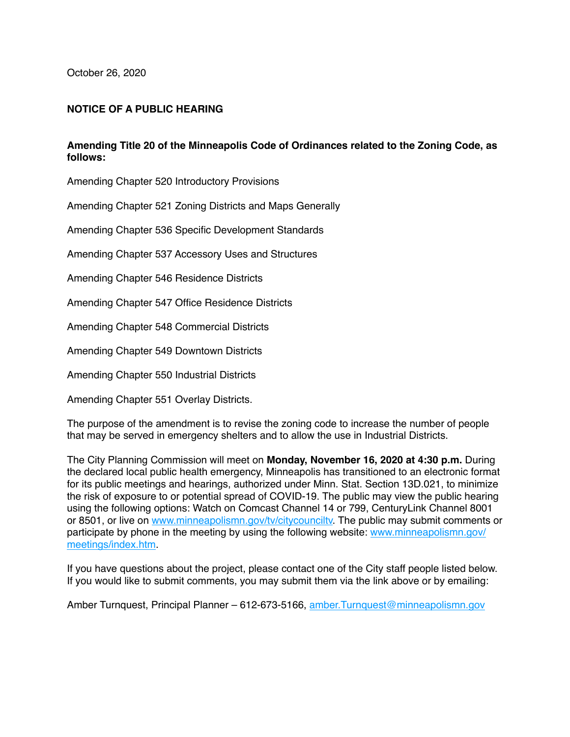October 26, 2020

**NOTICE OF A PUBLIC HEARING**

**Amending Title 20 of the Minneapolis Code of Ordinances related to the Zoning Code, as follows:**

Amending Chapter 520 Introductory Provisions

Amending Chapter 521 Zoning Districts and Maps Generally

Amending Chapter 536 Specific Development Standards

Amending Chapter 537 Accessory Uses and Structures

Amending Chapter 546 Residence Districts

Amending Chapter 547 Office Residence Districts

Amending Chapter 548 Commercial Districts

Amending Chapter 549 Downtown Districts

Amending Chapter 550 Industrial Districts

Amending Chapter 551 Overlay Districts.

The purpose of the amendment is to revise the zoning code to increase the number of people that may be served in emergency shelters and to allow the use in Industrial Districts.

The City Planning Commission will meet on **Monday, November 16, 2020 at 4:30 p.m.** During the declared local public health emergency, Minneapolis has transitioned to an electronic format for its public meetings and hearings, authorized under Minn. Stat. Section 13D.021, to minimize the risk of exposure to or potential spread of COVID-19. The public may view the public hearing using the following options: Watch on Comcast Channel 14 or 799, CenturyLink Channel 8001 or 8501, or live on [www.minneapolismn.gov/tv/citycounciltv](http://www.minneapolismn.gov/tv/citycounciltv). The public may submit comments or participate by phone in the meeting by using the following website: [www.minneapolismn.gov/meetings/index.htm](http://www.minneapolismn.gov/meetings/index.htm).

If you have questions about the project, please contact one of the City staff people listed below. If you would like to submit comments, you may submit them via the link above or by emailing:

Amber Turnquest, Principal Planner – 612-673-5166, [amber.Turnquest@minneapolismn.gov](mailto:amber.Turnquest@minneapolismn.gov)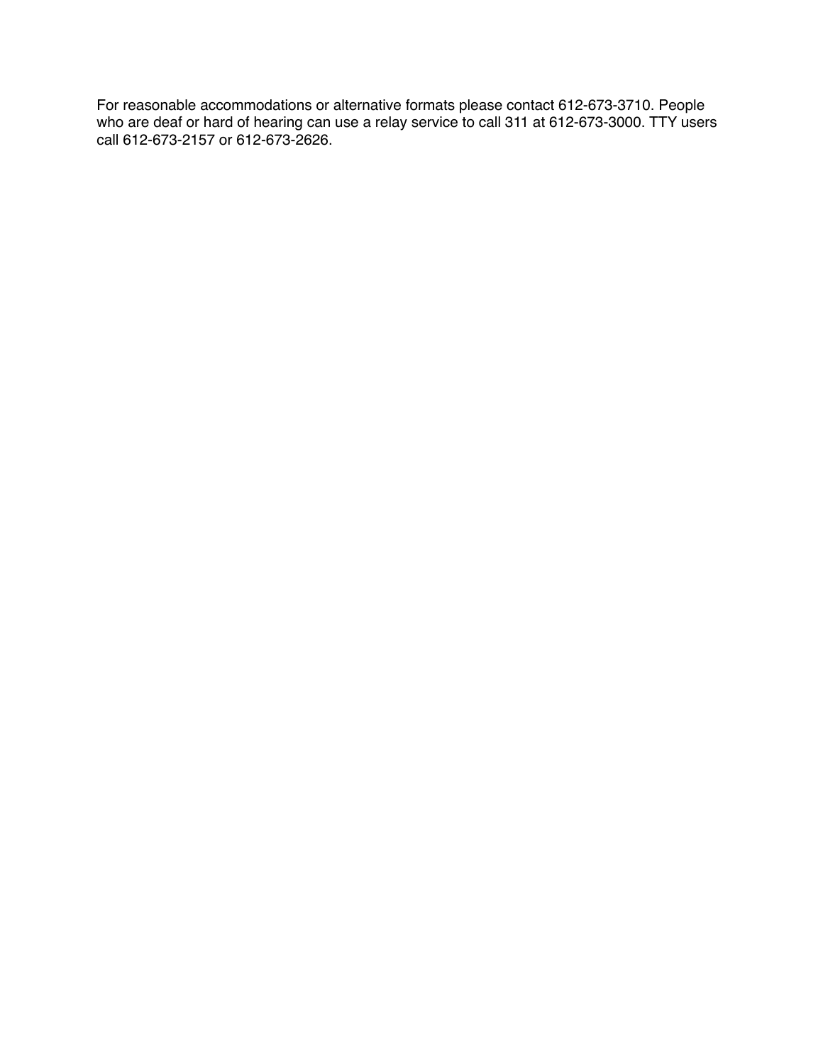For reasonable accommodations or alternative formats please contact 612-673-3710. People who are deaf or hard of hearing can use a relay service to call 311 at 612-673-3000. TTY users call 612-673-2157 or 612-673-2626.